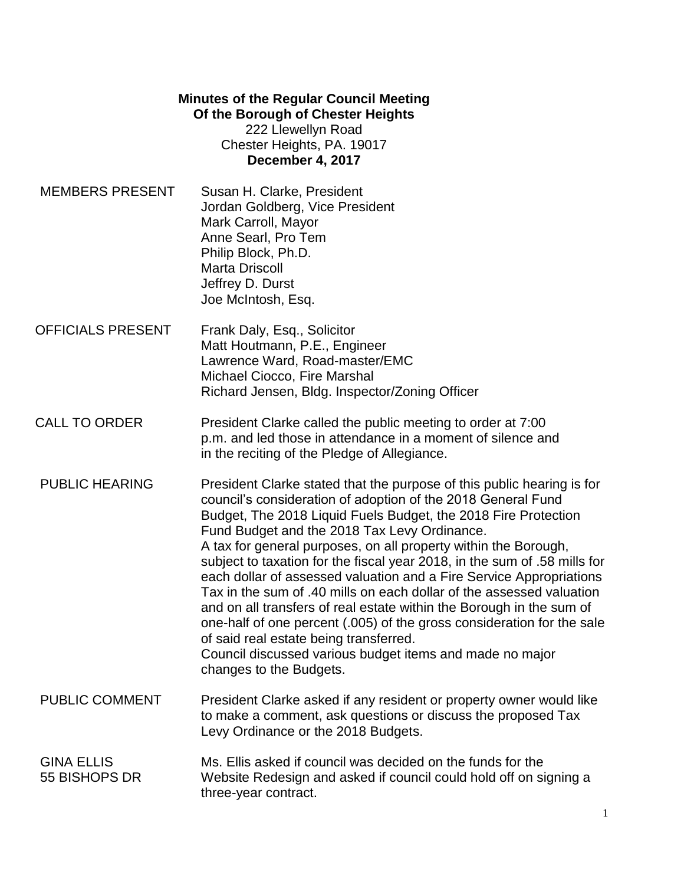**Minutes of the Regular Council Meeting**
**Of the Borough of Chester Heights**
222 Llewellyn Road
Chester Heights, PA. 19017
**December 4, 2017**

| | |
|---|---|
| MEMBERS PRESENT | Susan H. Clarke, President<br>Jordan Goldberg, Vice President<br>Mark Carroll, Mayor<br>Anne Searl, Pro Tem<br>Philip Block, Ph.D.<br>Marta Driscoll<br>Jeffrey D. Durst<br>Joe McIntosh, Esq. |
| OFFICIALS PRESENT | Frank Daly, Esq., Solicitor<br>Matt Houtmann, P.E., Engineer<br>Lawrence Ward, Road-master/EMC<br>Michael Ciocco, Fire Marshal<br>Richard Jensen, Bldg. Inspector/Zoning Officer |

CALL TO ORDER

President Clarke called the public meeting to order at 7:00 p.m. and led those in attendance in a moment of silence and in the reciting of the Pledge of Allegiance.

PUBLIC HEARING

President Clarke stated that the purpose of this public hearing is for council's consideration of adoption of the 2018 General Fund Budget, The 2018 Liquid Fuels Budget, the 2018 Fire Protection Fund Budget and the 2018 Tax Levy Ordinance.
A tax for general purposes, on all property within the Borough, subject to taxation for the fiscal year 2018, in the sum of .58 mills for each dollar of assessed valuation and a Fire Service Appropriations Tax in the sum of .40 mills on each dollar of the assessed valuation and on all transfers of real estate within the Borough in the sum of one-half of one percent (.005) of the gross consideration for the sale of said real estate being transferred.
Council discussed various budget items and made no major changes to the Budgets.

PUBLIC COMMENT

President Clarke asked if any resident or property owner would like to make a comment, ask questions or discuss the proposed Tax Levy Ordinance or the 2018 Budgets.

GINA ELLIS
55 BISHOPS DR

Ms. Ellis asked if council was decided on the funds for the Website Redesign and asked if council could hold off on signing a three-year contract.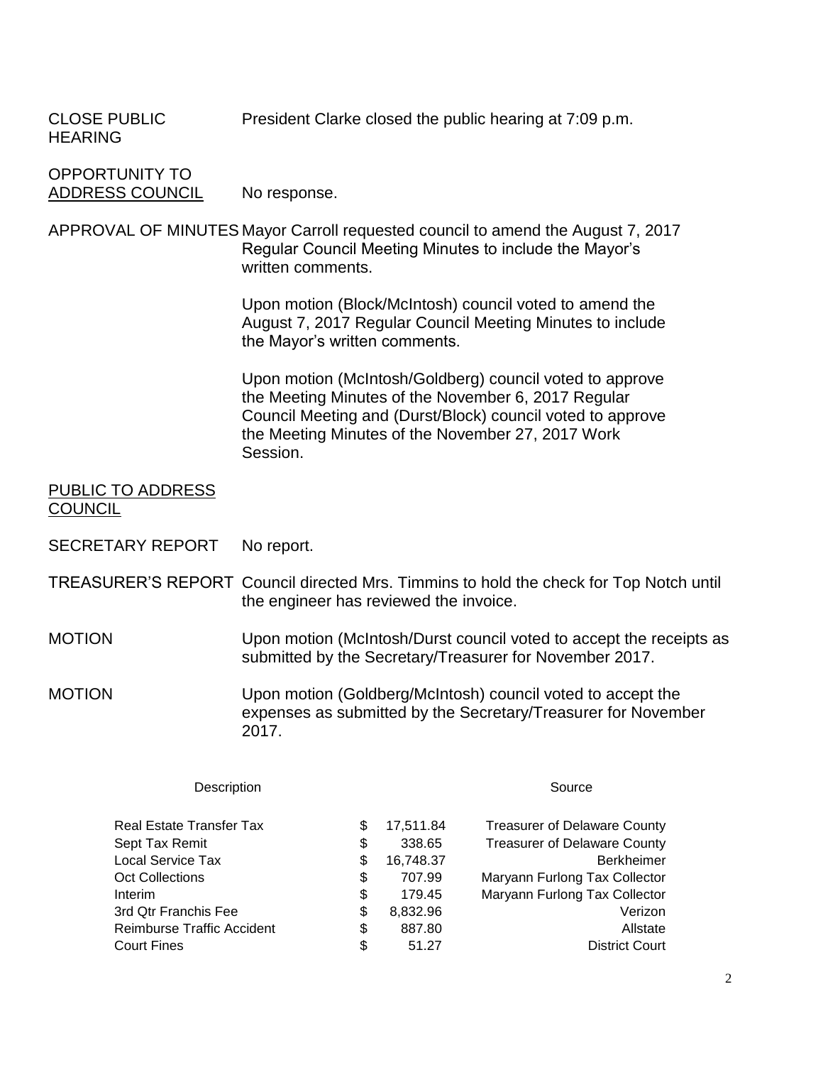CLOSE PUBLIC HEARING — President Clarke closed the public hearing at 7:09 p.m.

OPPORTUNITY TO ADDRESS COUNCIL — No response.

APPROVAL OF MINUTES — Mayor Carroll requested council to amend the August 7, 2017 Regular Council Meeting Minutes to include the Mayor's written comments.

Upon motion (Block/McIntosh) council voted to amend the August 7, 2017 Regular Council Meeting Minutes to include the Mayor's written comments.

Upon motion (McIntosh/Goldberg) council voted to approve the Meeting Minutes of the November 6, 2017 Regular Council Meeting and (Durst/Block) council voted to approve the Meeting Minutes of the November 27, 2017 Work Session.

PUBLIC TO ADDRESS COUNCIL

SECRETARY REPORT — No report.

TREASURER'S REPORT — Council directed Mrs. Timmins to hold the check for Top Notch until the engineer has reviewed the invoice.

MOTION — Upon motion (McIntosh/Durst council voted to accept the receipts as submitted by the Secretary/Treasurer for November 2017.

MOTION — Upon motion (Goldberg/McIntosh) council voted to accept the expenses as submitted by the Secretary/Treasurer for November 2017.

| Description | | Source |
|---|---|---|
| Real Estate Transfer Tax | $ 17,511.84 | Treasurer of Delaware County |
| Sept Tax Remit | $ 338.65 | Treasurer of Delaware County |
| Local Service Tax | $ 16,748.37 | Berkheimer |
| Oct Collections | $ 707.99 | Maryann Furlong Tax Collector |
| Interim | $ 179.45 | Maryann Furlong Tax Collector |
| 3rd Qtr Franchis Fee | $ 8,832.96 | Verizon |
| Reimburse Traffic Accident | $ 887.80 | Allstate |
| Court Fines | $ 51.27 | District Court |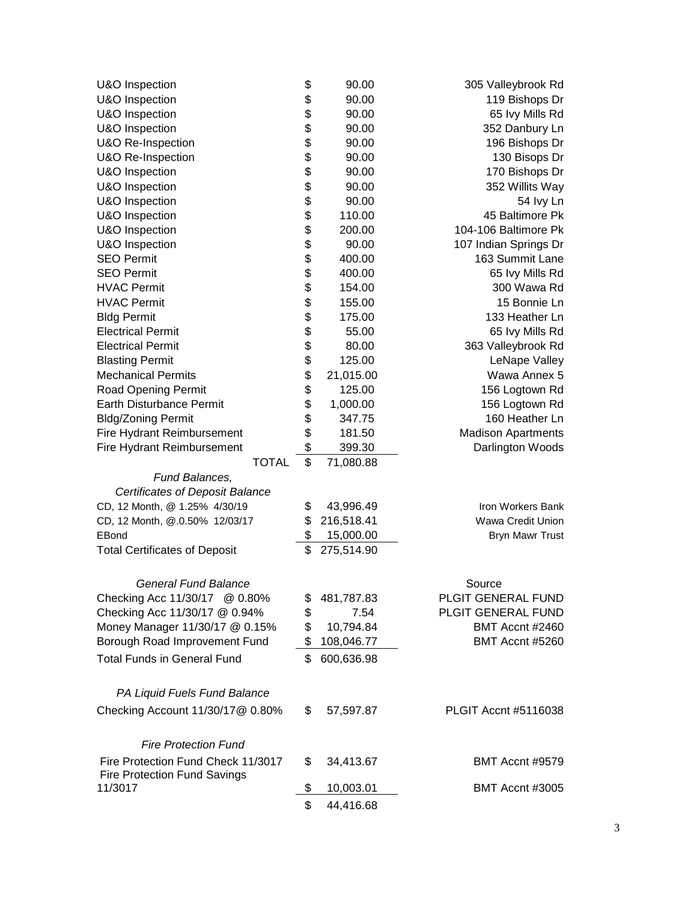| | | |
|---|---|---|
| U&O Inspection | $ 90.00 | 305 Valleybrook Rd |
| U&O Inspection | $ 90.00 | 119 Bishops Dr |
| U&O Inspection | $ 90.00 | 65 Ivy Mills Rd |
| U&O Inspection | $ 90.00 | 352 Danbury Ln |
| U&O Re-Inspection | $ 90.00 | 196 Bishops Dr |
| U&O Re-Inspection | $ 90.00 | 130 Bisops Dr |
| U&O Inspection | $ 90.00 | 170 Bishops Dr |
| U&O Inspection | $ 90.00 | 352 Willits Way |
| U&O Inspection | $ 90.00 | 54 Ivy Ln |
| U&O Inspection | $ 110.00 | 45 Baltimore Pk |
| U&O Inspection | $ 200.00 | 104-106 Baltimore Pk |
| U&O Inspection | $ 90.00 | 107 Indian Springs Dr |
| SEO Permit | $ 400.00 | 163 Summit Lane |
| SEO Permit | $ 400.00 | 65 Ivy Mills Rd |
| HVAC Permit | $ 154.00 | 300 Wawa Rd |
| HVAC Permit | $ 155.00 | 15 Bonnie Ln |
| Bldg Permit | $ 175.00 | 133 Heather Ln |
| Electrical Permit | $ 55.00 | 65 Ivy Mills Rd |
| Electrical Permit | $ 80.00 | 363 Valleybrook Rd |
| Blasting Permit | $ 125.00 | LeNape Valley |
| Mechanical Permits | $ 21,015.00 | Wawa Annex 5 |
| Road Opening Permit | $ 125.00 | 156 Logtown Rd |
| Earth Disturbance Permit | $ 1,000.00 | 156 Logtown Rd |
| Bldg/Zoning Permit | $ 347.75 | 160 Heather Ln |
| Fire Hydrant Reimbursement | $ 181.50 | Madison Apartments |
| Fire Hydrant Reimbursement | $ 399.30 | Darlington Woods |
| TOTAL | $ 71,080.88 | |

*Fund Balances,*
*Certificates of Deposit Balance*

| | | |
|---|---|---|
| CD, 12 Month, @ 1.25% 4/30/19 | $ 43,996.49 | Iron Workers Bank |
| CD, 12 Month, @.0.50% 12/03/17 | $ 216,518.41 | Wawa Credit Union |
| EBond | $ 15,000.00 | Bryn Mawr Trust |
| Total Certificates of Deposit | $ 275,514.90 | |

| *General Fund Balance* | | Source |
|---|---|---|
| Checking Acc 11/30/17 @ 0.80% | $ 481,787.83 | PLGIT GENERAL FUND |
| Checking Acc 11/30/17 @ 0.94% | $ 7.54 | PLGIT GENERAL FUND |
| Money Manager 11/30/17 @ 0.15% | $ 10,794.84 | BMT Accnt #2460 |
| Borough Road Improvement Fund | $ 108,046.77 | BMT Accnt #5260 |
| Total Funds in General Fund | $ 600,636.98 | |

*PA Liquid Fuels Fund Balance*

| | | |
|---|---|---|
| Checking Account 11/30/17@ 0.80% | $ 57,597.87 | PLGIT Accnt #5116038 |

*Fire Protection Fund*

| | | |
|---|---|---|
| Fire Protection Fund Check 11/3017 | $ 34,413.67 | BMT Accnt #9579 |
| Fire Protection Fund Savings 11/3017 | $ 10,003.01 | BMT Accnt #3005 |
| | $ 44,416.68 | |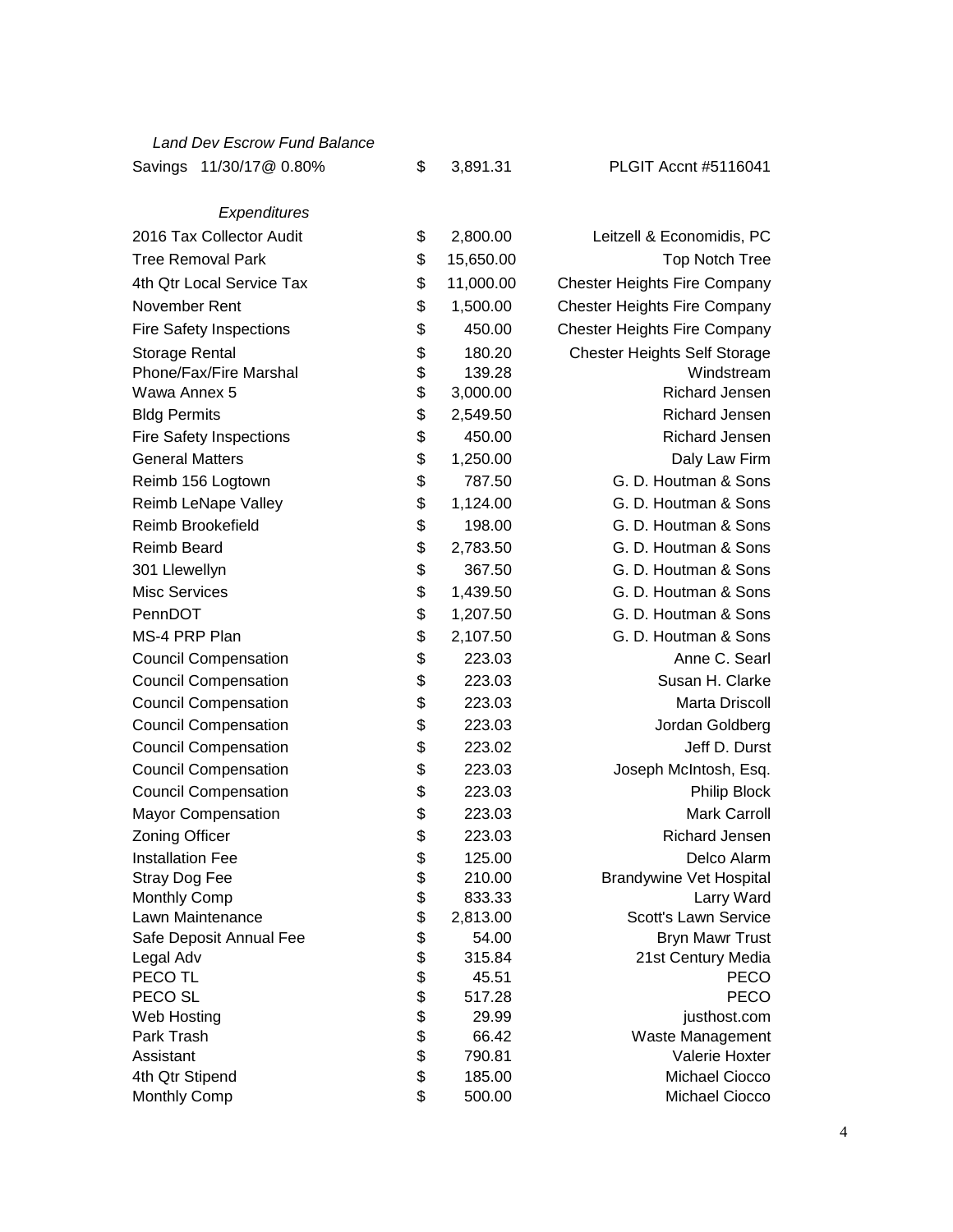*Land Dev Escrow Fund Balance*

| | | | |
|---|---|---|---|
| Savings 11/30/17@ 0.80% | $ | 3,891.31 | PLGIT Accnt #5116041 |

*Expenditures*

| | | | |
|---|---|---|---|
| 2016 Tax Collector Audit | $ | 2,800.00 | Leitzell & Economidis, PC |
| Tree Removal Park | $ | 15,650.00 | Top Notch Tree |
| 4th Qtr Local Service Tax | $ | 11,000.00 | Chester Heights Fire Company |
| November Rent | $ | 1,500.00 | Chester Heights Fire Company |
| Fire Safety Inspections | $ | 450.00 | Chester Heights Fire Company |
| Storage Rental | $ | 180.20 | Chester Heights Self Storage |
| Phone/Fax/Fire Marshal | $ | 139.28 | Windstream |
| Wawa Annex 5 | $ | 3,000.00 | Richard Jensen |
| Bldg Permits | $ | 2,549.50 | Richard Jensen |
| Fire Safety Inspections | $ | 450.00 | Richard Jensen |
| General Matters | $ | 1,250.00 | Daly Law Firm |
| Reimb 156 Logtown | $ | 787.50 | G. D. Houtman & Sons |
| Reimb LeNape Valley | $ | 1,124.00 | G. D. Houtman & Sons |
| Reimb Brookefield | $ | 198.00 | G. D. Houtman & Sons |
| Reimb Beard | $ | 2,783.50 | G. D. Houtman & Sons |
| 301 Llewellyn | $ | 367.50 | G. D. Houtman & Sons |
| Misc Services | $ | 1,439.50 | G. D. Houtman & Sons |
| PennDOT | $ | 1,207.50 | G. D. Houtman & Sons |
| MS-4 PRP Plan | $ | 2,107.50 | G. D. Houtman & Sons |
| Council Compensation | $ | 223.03 | Anne C. Searl |
| Council Compensation | $ | 223.03 | Susan H. Clarke |
| Council Compensation | $ | 223.03 | Marta Driscoll |
| Council Compensation | $ | 223.03 | Jordan Goldberg |
| Council Compensation | $ | 223.02 | Jeff D. Durst |
| Council Compensation | $ | 223.03 | Joseph McIntosh, Esq. |
| Council Compensation | $ | 223.03 | Philip Block |
| Mayor Compensation | $ | 223.03 | Mark Carroll |
| Zoning Officer | $ | 223.03 | Richard Jensen |
| Installation Fee | $ | 125.00 | Delco Alarm |
| Stray Dog Fee | $ | 210.00 | Brandywine Vet Hospital |
| Monthly Comp | $ | 833.33 | Larry Ward |
| Lawn Maintenance | $ | 2,813.00 | Scott's Lawn Service |
| Safe Deposit Annual Fee | $ | 54.00 | Bryn Mawr Trust |
| Legal Adv | $ | 315.84 | 21st Century Media |
| PECO TL | $ | 45.51 | PECO |
| PECO SL | $ | 517.28 | PECO |
| Web Hosting | $ | 29.99 | justhost.com |
| Park Trash | $ | 66.42 | Waste Management |
| Assistant | $ | 790.81 | Valerie Hoxter |
| 4th Qtr Stipend | $ | 185.00 | Michael Ciocco |
| Monthly Comp | $ | 500.00 | Michael Ciocco |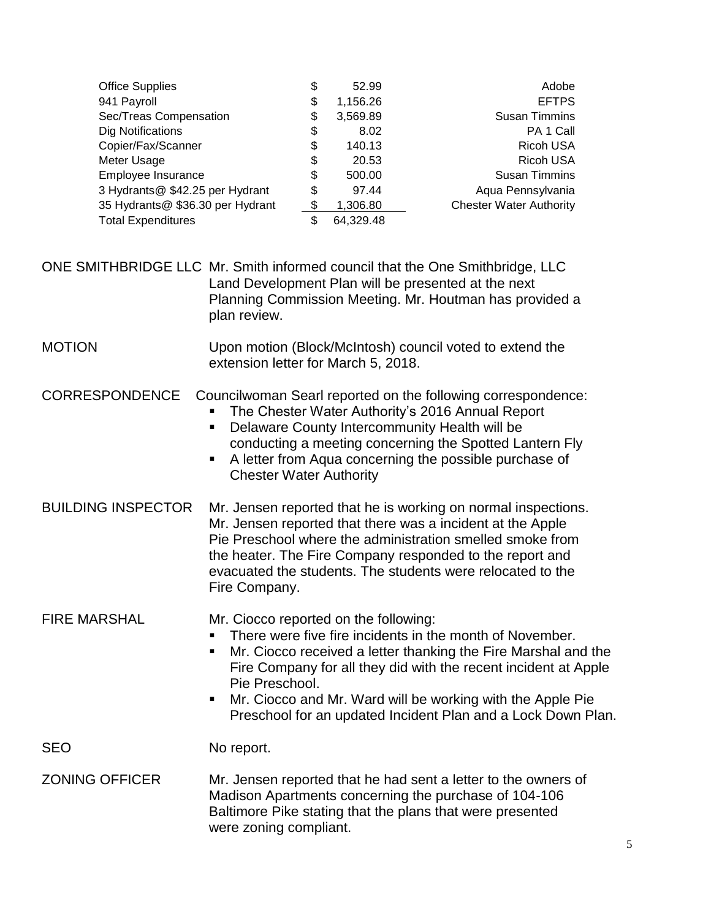| | | | |
|---|---|---|---|
| Office Supplies | $ | 52.99 | Adobe |
| 941 Payroll | $ | 1,156.26 | EFTPS |
| Sec/Treas Compensation | $ | 3,569.89 | Susan Timmins |
| Dig Notifications | $ | 8.02 | PA 1 Call |
| Copier/Fax/Scanner | $ | 140.13 | Ricoh USA |
| Meter Usage | $ | 20.53 | Ricoh USA |
| Employee Insurance | $ | 500.00 | Susan Timmins |
| 3 Hydrants@ $42.25 per Hydrant | $ | 97.44 | Aqua Pennsylvania |
| 35 Hydrants@ $36.30 per Hydrant | $ | 1,306.80 | Chester Water Authority |
| Total Expenditures | $ | 64,329.48 | |

ONE SMITHBRIDGE LLC Mr. Smith informed council that the One Smithbridge, LLC Land Development Plan will be presented at the next Planning Commission Meeting. Mr. Houtman has provided a plan review.

MOTION Upon motion (Block/McIntosh) council voted to extend the extension letter for March 5, 2018.

CORRESPONDENCE Councilwoman Searl reported on the following correspondence:

- The Chester Water Authority's 2016 Annual Report
- Delaware County Intercommunity Health will be conducting a meeting concerning the Spotted Lantern Fly
- A letter from Aqua concerning the possible purchase of Chester Water Authority

BUILDING INSPECTOR Mr. Jensen reported that he is working on normal inspections. Mr. Jensen reported that there was a incident at the Apple Pie Preschool where the administration smelled smoke from the heater. The Fire Company responded to the report and evacuated the students. The students were relocated to the Fire Company.

FIRE MARSHAL Mr. Ciocco reported on the following:

- There were five fire incidents in the month of November.
- Mr. Ciocco received a letter thanking the Fire Marshal and the Fire Company for all they did with the recent incident at Apple Pie Preschool.
- Mr. Ciocco and Mr. Ward will be working with the Apple Pie Preschool for an updated Incident Plan and a Lock Down Plan.

SEO No report.

ZONING OFFICER Mr. Jensen reported that he had sent a letter to the owners of Madison Apartments concerning the purchase of 104-106 Baltimore Pike stating that the plans that were presented were zoning compliant.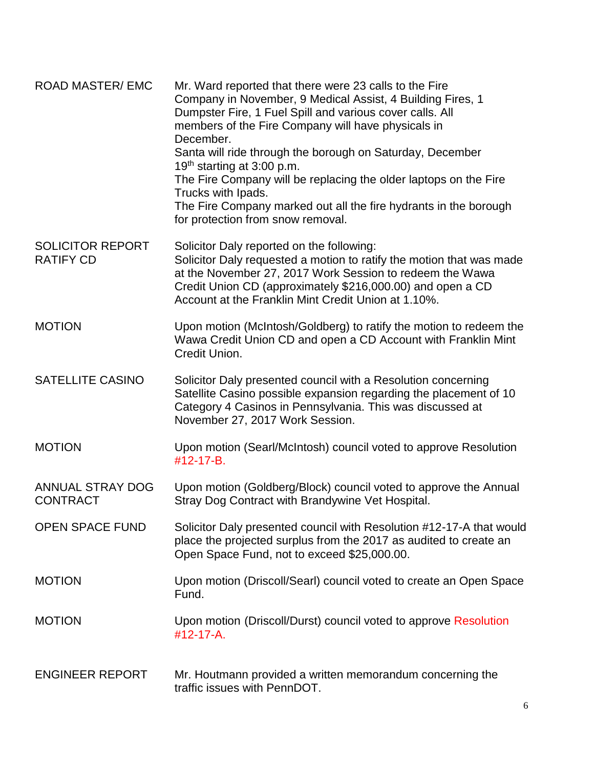| | |
|---|---|
| ROAD MASTER/ EMC | Mr. Ward reported that there were 23 calls to the Fire Company in November, 9 Medical Assist, 4 Building Fires, 1 Dumpster Fire, 1 Fuel Spill and various cover calls. All members of the Fire Company will have physicals in December.<br>Santa will ride through the borough on Saturday, December 19th starting at 3:00 p.m.<br>The Fire Company will be replacing the older laptops on the Fire Trucks with Ipads.<br>The Fire Company marked out all the fire hydrants in the borough for protection from snow removal. |
| SOLICITOR REPORT<br>RATIFY CD | Solicitor Daly reported on the following:<br>Solicitor Daly requested a motion to ratify the motion that was made at the November 27, 2017 Work Session to redeem the Wawa Credit Union CD (approximately $216,000.00) and open a CD Account at the Franklin Mint Credit Union at 1.10%. |
| MOTION | Upon motion (McIntosh/Goldberg) to ratify the motion to redeem the Wawa Credit Union CD and open a CD Account with Franklin Mint Credit Union. |
| SATELLITE CASINO | Solicitor Daly presented council with a Resolution concerning Satellite Casino possible expansion regarding the placement of 10 Category 4 Casinos in Pennsylvania. This was discussed at November 27, 2017 Work Session. |
| MOTION | Upon motion (Searl/McIntosh) council voted to approve Resolution #12-17-B. |
| ANNUAL STRAY DOG CONTRACT | Upon motion (Goldberg/Block) council voted to approve the Annual Stray Dog Contract with Brandywine Vet Hospital. |
| OPEN SPACE FUND | Solicitor Daly presented council with Resolution #12-17-A that would place the projected surplus from the 2017 as audited to create an Open Space Fund, not to exceed $25,000.00. |
| MOTION | Upon motion (Driscoll/Searl) council voted to create an Open Space Fund. |
| MOTION | Upon motion (Driscoll/Durst) council voted to approve Resolution #12-17-A. |
| ENGINEER REPORT | Mr. Houtmann provided a written memorandum concerning the traffic issues with PennDOT. |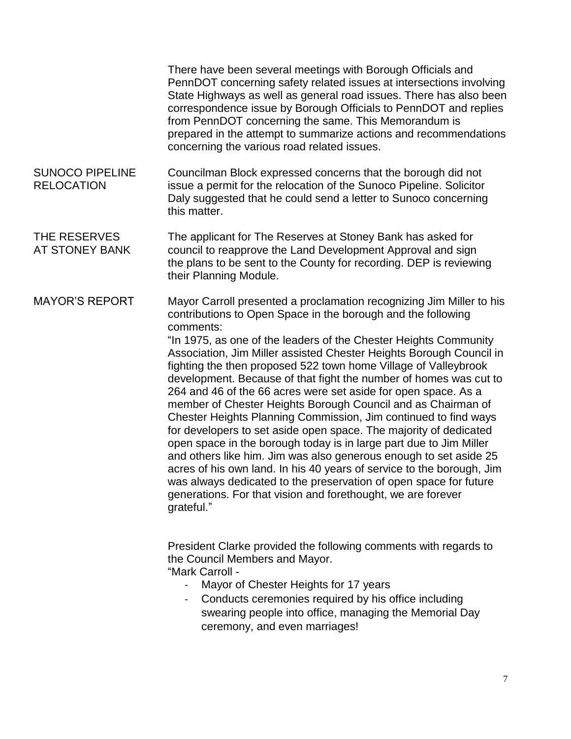There have been several meetings with Borough Officials and PennDOT concerning safety related issues at intersections involving State Highways as well as general road issues. There has also been correspondence issue by Borough Officials to PennDOT and replies from PennDOT concerning the same. This Memorandum is prepared in the attempt to summarize actions and recommendations concerning the various road related issues.

**SUNOCO PIPELINE RELOCATION**

Councilman Block expressed concerns that the borough did not issue a permit for the relocation of the Sunoco Pipeline. Solicitor Daly suggested that he could send a letter to Sunoco concerning this matter.

**THE RESERVES AT STONEY BANK**

The applicant for The Reserves at Stoney Bank has asked for council to reapprove the Land Development Approval and sign the plans to be sent to the County for recording. DEP is reviewing their Planning Module.

**MAYOR'S REPORT**

Mayor Carroll presented a proclamation recognizing Jim Miller to his contributions to Open Space in the borough and the following comments:

"In 1975, as one of the leaders of the Chester Heights Community Association, Jim Miller assisted Chester Heights Borough Council in fighting the then proposed 522 town home Village of Valleybrook development. Because of that fight the number of homes was cut to 264 and 46 of the 66 acres were set aside for open space. As a member of Chester Heights Borough Council and as Chairman of Chester Heights Planning Commission, Jim continued to find ways for developers to set aside open space. The majority of dedicated open space in the borough today is in large part due to Jim Miller and others like him. Jim was also generous enough to set aside 25 acres of his own land. In his 40 years of service to the borough, Jim was always dedicated to the preservation of open space for future generations. For that vision and forethought, we are forever grateful."

President Clarke provided the following comments with regards to the Council Members and Mayor.

"Mark Carroll -

- Mayor of Chester Heights for 17 years
- Conducts ceremonies required by his office including swearing people into office, managing the Memorial Day ceremony, and even marriages!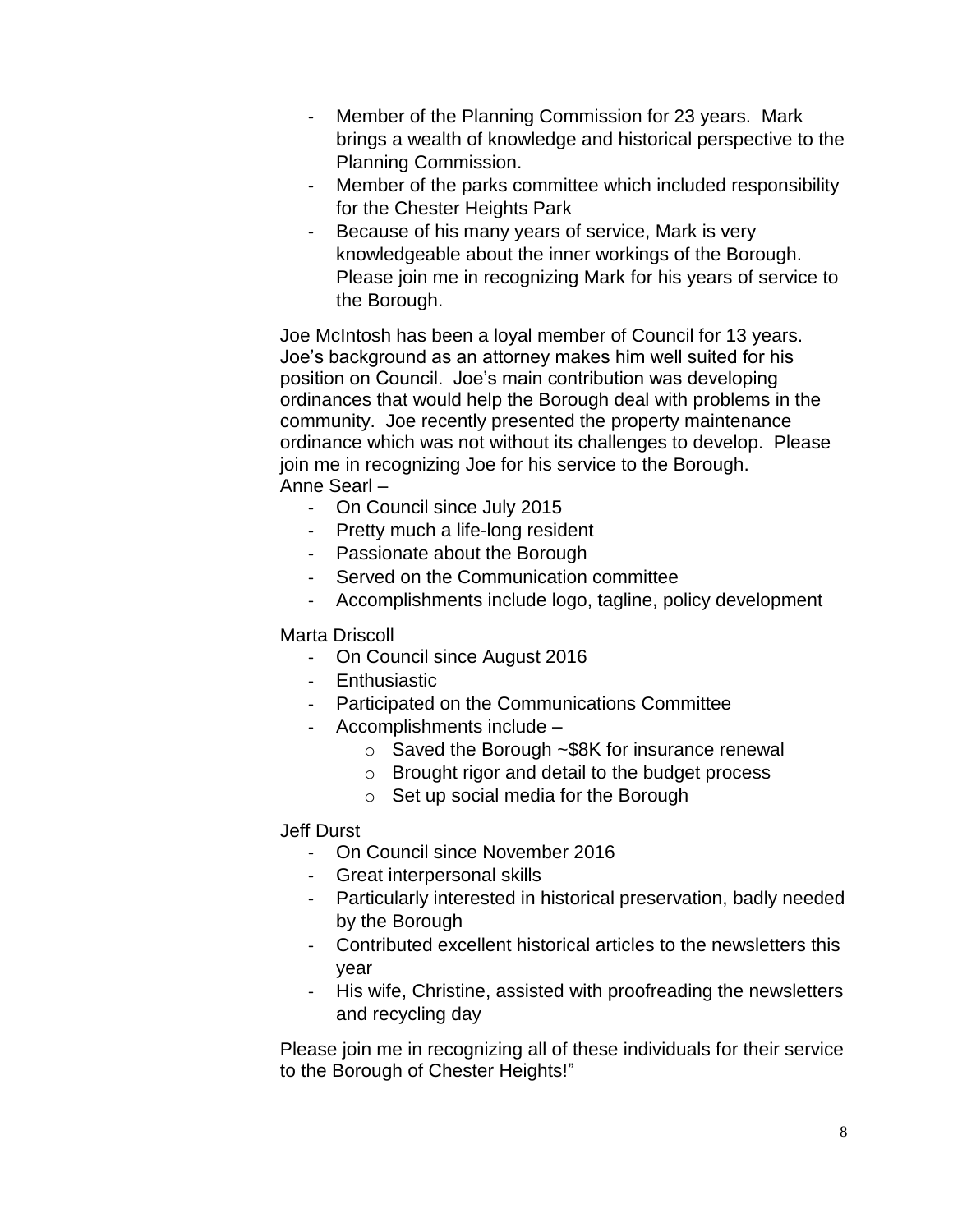- Member of the Planning Commission for 23 years. Mark brings a wealth of knowledge and historical perspective to the Planning Commission.
- Member of the parks committee which included responsibility for the Chester Heights Park
- Because of his many years of service, Mark is very knowledgeable about the inner workings of the Borough. Please join me in recognizing Mark for his years of service to the Borough.

Joe McIntosh has been a loyal member of Council for 13 years. Joe's background as an attorney makes him well suited for his position on Council. Joe's main contribution was developing ordinances that would help the Borough deal with problems in the community. Joe recently presented the property maintenance ordinance which was not without its challenges to develop. Please join me in recognizing Joe for his service to the Borough.
Anne Searl –

- On Council since July 2015
- Pretty much a life-long resident
- Passionate about the Borough
- Served on the Communication committee
- Accomplishments include logo, tagline, policy development

Marta Driscoll

- On Council since August 2016
- Enthusiastic
- Participated on the Communications Committee
- Accomplishments include –
    - Saved the Borough ~$8K for insurance renewal
    - Brought rigor and detail to the budget process
    - Set up social media for the Borough

Jeff Durst

- On Council since November 2016
- Great interpersonal skills
- Particularly interested in historical preservation, badly needed by the Borough
- Contributed excellent historical articles to the newsletters this year
- His wife, Christine, assisted with proofreading the newsletters and recycling day

Please join me in recognizing all of these individuals for their service to the Borough of Chester Heights!"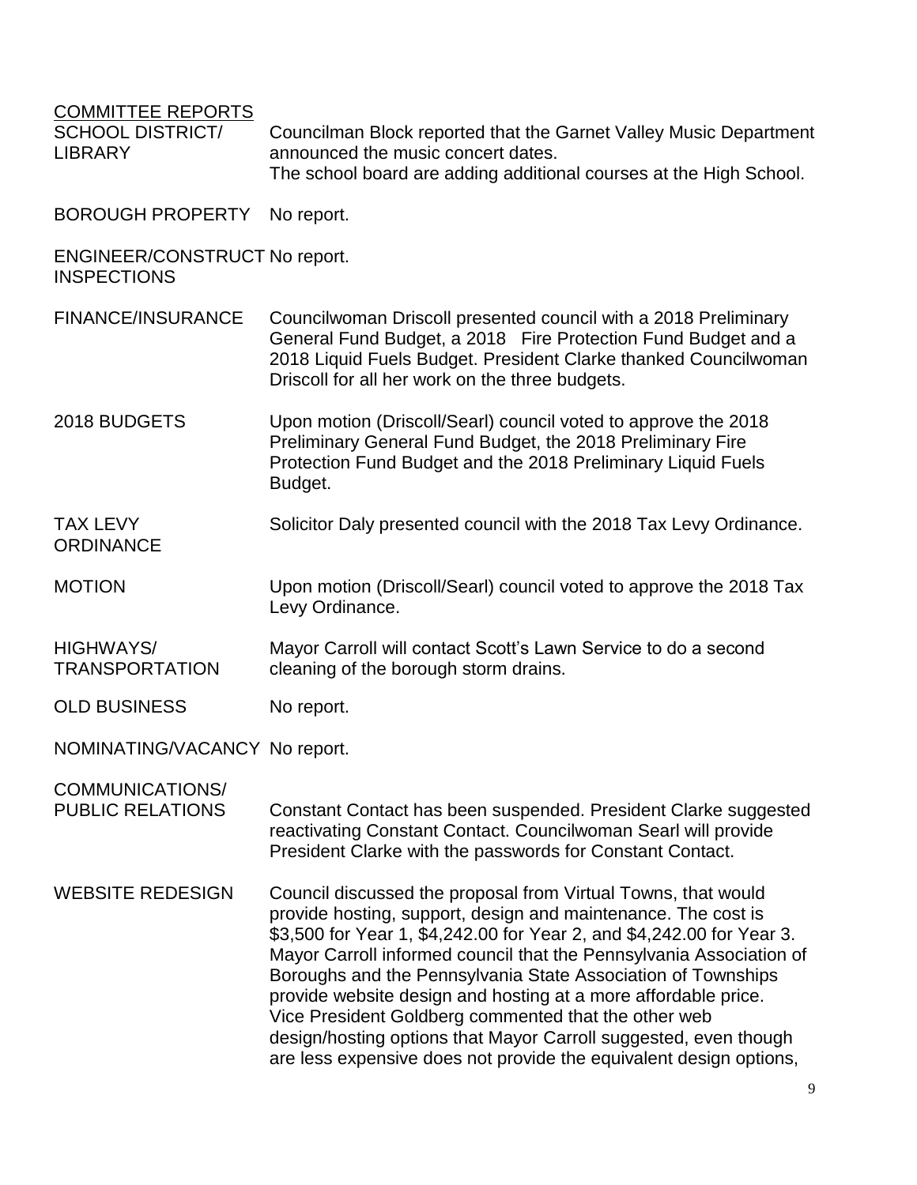<u>COMMITTEE REPORTS</u>

**SCHOOL DISTRICT/ LIBRARY** — Councilman Block reported that the Garnet Valley Music Department announced the music concert dates.
The school board are adding additional courses at the High School.

**BOROUGH PROPERTY** — No report.

**ENGINEER/CONSTRUCT INSPECTIONS** — No report.

**FINANCE/INSURANCE** — Councilwoman Driscoll presented council with a 2018 Preliminary General Fund Budget, a 2018 Fire Protection Fund Budget and a 2018 Liquid Fuels Budget. President Clarke thanked Councilwoman Driscoll for all her work on the three budgets.

**2018 BUDGETS** — Upon motion (Driscoll/Searl) council voted to approve the 2018 Preliminary General Fund Budget, the 2018 Preliminary Fire Protection Fund Budget and the 2018 Preliminary Liquid Fuels Budget.

**TAX LEVY ORDINANCE** — Solicitor Daly presented council with the 2018 Tax Levy Ordinance.

**MOTION** — Upon motion (Driscoll/Searl) council voted to approve the 2018 Tax Levy Ordinance.

**HIGHWAYS/ TRANSPORTATION** — Mayor Carroll will contact Scott's Lawn Service to do a second cleaning of the borough storm drains.

**OLD BUSINESS** — No report.

**NOMINATING/VACANCY** — No report.

**COMMUNICATIONS/ PUBLIC RELATIONS** — Constant Contact has been suspended. President Clarke suggested reactivating Constant Contact. Councilwoman Searl will provide President Clarke with the passwords for Constant Contact.

**WEBSITE REDESIGN** — Council discussed the proposal from Virtual Towns, that would provide hosting, support, design and maintenance. The cost is $3,500 for Year 1, $4,242.00 for Year 2, and $4,242.00 for Year 3. Mayor Carroll informed council that the Pennsylvania Association of Boroughs and the Pennsylvania State Association of Townships provide website design and hosting at a more affordable price. Vice President Goldberg commented that the other web design/hosting options that Mayor Carroll suggested, even though are less expensive does not provide the equivalent design options,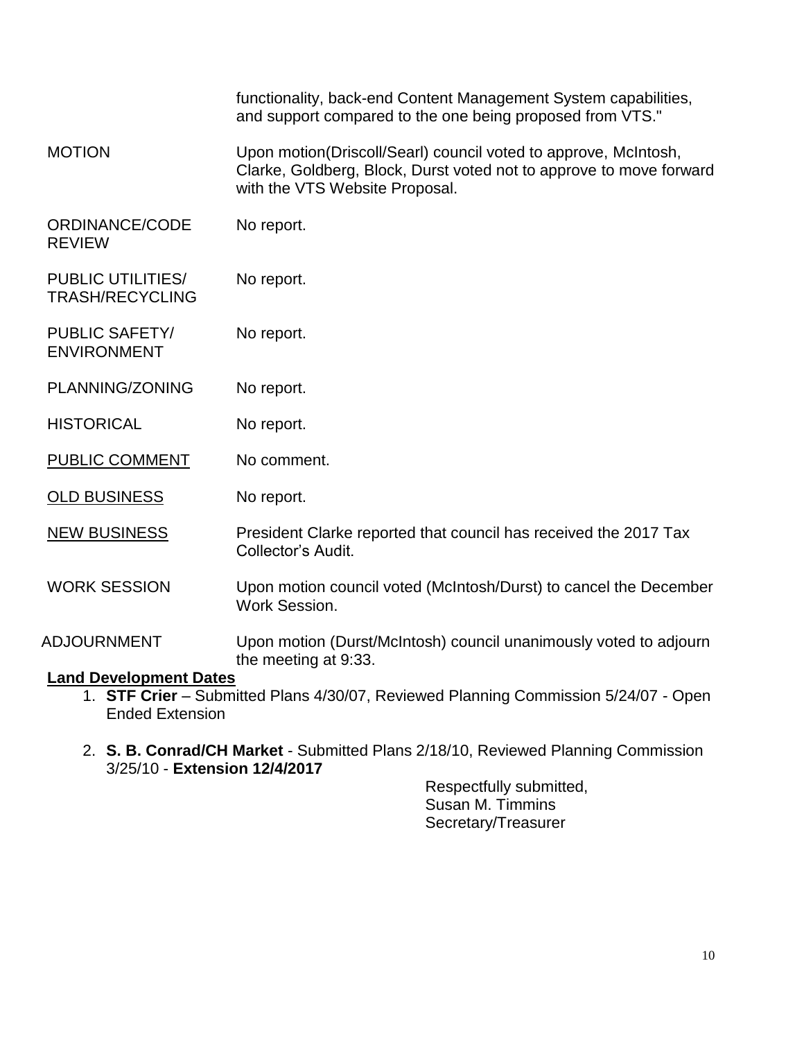functionality, back-end Content Management System capabilities, and support compared to the one being proposed from VTS."

MOTION — Upon motion(Driscoll/Searl) council voted to approve, McIntosh, Clarke, Goldberg, Block, Durst voted not to approve to move forward with the VTS Website Proposal.

ORDINANCE/CODE REVIEW — No report.

PUBLIC UTILITIES/ TRASH/RECYCLING — No report.

PUBLIC SAFETY/ ENVIRONMENT — No report.

PLANNING/ZONING — No report.

HISTORICAL — No report.

PUBLIC COMMENT — No comment.

OLD BUSINESS — No report.

NEW BUSINESS — President Clarke reported that council has received the 2017 Tax Collector's Audit.

WORK SESSION — Upon motion council voted (McIntosh/Durst) to cancel the December Work Session.

ADJOURNMENT — Upon motion (Durst/McIntosh) council unanimously voted to adjourn the meeting at 9:33.

**Land Development Dates**

1. **STF Crier** – Submitted Plans 4/30/07, Reviewed Planning Commission 5/24/07 - Open Ended Extension
2. **S. B. Conrad/CH Market** - Submitted Plans 2/18/10, Reviewed Planning Commission 3/25/10 - **Extension 12/4/2017**

Respectfully submitted,
Susan M. Timmins
Secretary/Treasurer